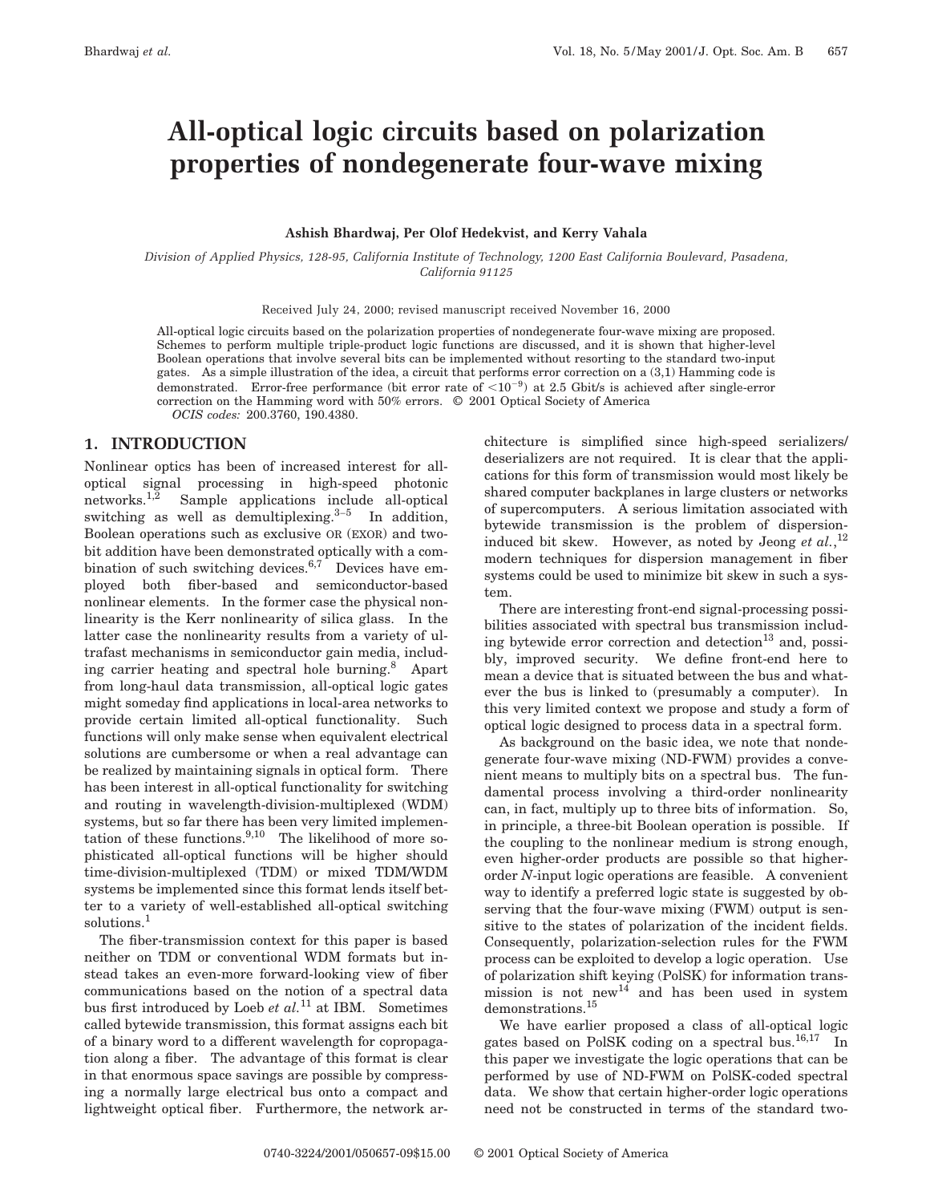# All-optical logic circuits based on polarization properties of nondegenerate four-wave mixing

**Ashish Bhardwaj, Per Olof Hedekvist, and Kerry Vahala**

*Division of Applied Physics, 128-95, California Institute of Technology, 1200 East California Boulevard, Pasadena, California 91125*

Received July 24, 2000; revised manuscript received November 16, 2000

All-optical logic circuits based on the polarization properties of nondegenerate four-wave mixing are proposed. Schemes to perform multiple triple-product logic functions are discussed, and it is shown that higher-level Boolean operations that involve several bits can be implemented without resorting to the standard two-input gates. As a simple illustration of the idea, a circuit that performs error correction on a (3,1) Hamming code is demonstrated. Error-free performance (bit error rate of $<10^{-9}$) at 2.5 Gbit/s is achieved after single-error correction on the Hamming word with 50% errors. © 2001 Optical Society of America

*OCIS codes:* 200.3760, 190.4380.

## 1. INTRODUCTION

Nonlinear optics has been of increased interest for all-optical signal processing in high-speed photonic networks.[1,2] Sample applications include all-optical switching as well as demultiplexing.[3–5] In addition, Boolean operations such as exclusive OR (EXOR) and two-bit addition have been demonstrated optically with a combination of such switching devices.[6,7] Devices have employed both fiber-based and semiconductor-based nonlinear elements. In the former case the physical nonlinearity is the Kerr nonlinearity of silica glass. In the latter case the nonlinearity results from a variety of ultrafast mechanisms in semiconductor gain media, including carrier heating and spectral hole burning.[8] Apart from long-haul data transmission, all-optical logic gates might someday find applications in local-area networks to provide certain limited all-optical functionality. Such functions will only make sense when equivalent electrical solutions are cumbersome or when a real advantage can be realized by maintaining signals in optical form. There has been interest in all-optical functionality for switching and routing in wavelength-division-multiplexed (WDM) systems, but so far there has been very limited implementation of these functions.[9,10] The likelihood of more sophisticated all-optical functions will be higher should time-division-multiplexed (TDM) or mixed TDM/WDM systems be implemented since this format lends itself better to a variety of well-established all-optical switching solutions.[1]

The fiber-transmission context for this paper is based neither on TDM or conventional WDM formats but instead takes an even-more forward-looking view of fiber communications based on the notion of a spectral data bus first introduced by Loeb *et al.*[11] at IBM. Sometimes called bytewide transmission, this format assigns each bit of a binary word to a different wavelength for copropagation along a fiber. The advantage of this format is clear in that enormous space savings are possible by compressing a normally large electrical bus onto a compact and lightweight optical fiber. Furthermore, the network architecture is simplified since high-speed serializers/deserializers are not required. It is clear that the applications for this form of transmission would most likely be shared computer backplanes in large clusters or networks of supercomputers. A serious limitation associated with bytewide transmission is the problem of dispersion-induced bit skew. However, as noted by Jeong *et al.*,[12] modern techniques for dispersion management in fiber systems could be used to minimize bit skew in such a system.

There are interesting front-end signal-processing possibilities associated with spectral bus transmission including bytewide error correction and detection[13] and, possibly, improved security. We define front-end here to mean a device that is situated between the bus and whatever the bus is linked to (presumably a computer). In this very limited context we propose and study a form of optical logic designed to process data in a spectral form.

As background on the basic idea, we note that nondegenerate four-wave mixing (ND-FWM) provides a convenient means to multiply bits on a spectral bus. The fundamental process involving a third-order nonlinearity can, in fact, multiply up to three bits of information. So, in principle, a three-bit Boolean operation is possible. If the coupling to the nonlinear medium is strong enough, even higher-order products are possible so that higher-order *N*-input logic operations are feasible. A convenient way to identify a preferred logic state is suggested by observing that the four-wave mixing (FWM) output is sensitive to the states of polarization of the incident fields. Consequently, polarization-selection rules for the FWM process can be exploited to develop a logic operation. Use of polarization shift keying (PolSK) for information transmission is not new[14] and has been used in system demonstrations.[15]

We have earlier proposed a class of all-optical logic gates based on PolSK coding on a spectral bus.[16,17] In this paper we investigate the logic operations that can be performed by use of ND-FWM on PolSK-coded spectral data. We show that certain higher-order logic operations need not be constructed in terms of the standard two-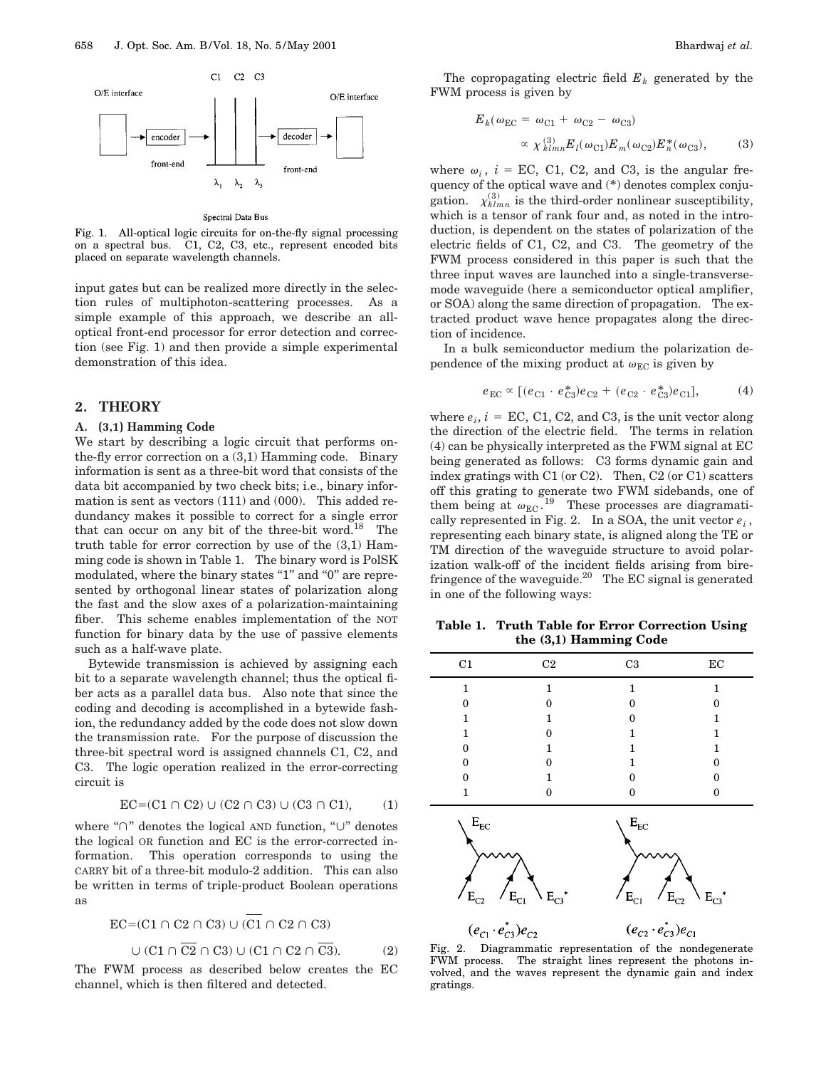Fig. 1. All-optical logic circuits for on-the-fly signal processing on a spectral bus. C1, C2, C3, etc., represent encoded bits placed on separate wavelength channels.

input gates but can be realized more directly in the selection rules of multiphoton-scattering processes. As a simple example of this approach, we describe an all-optical front-end processor for error detection and correction (see Fig. 1) and then provide a simple experimental demonstration of this idea.

## 2. THEORY

### A. (3,1) Hamming Code

We start by describing a logic circuit that performs on-the-fly error correction on a (3,1) Hamming code. Binary information is sent as a three-bit word that consists of the data bit accompanied by two check bits; i.e., binary information is sent as vectors (111) and (000). This added redundancy makes it possible to correct for a single error that can occur on any bit of the three-bit word.[18] The truth table for error correction by use of the (3,1) Hamming code is shown in Table 1. The binary word is PolSK modulated, where the binary states "1" and "0" are represented by orthogonal linear states of polarization along the fast and the slow axes of a polarization-maintaining fiber. This scheme enables implementation of the NOT function for binary data by the use of passive elements such as a half-wave plate.

Bytewide transmission is achieved by assigning each bit to a separate wavelength channel; thus the optical fiber acts as a parallel data bus. Also note that since the coding and decoding is accomplished in a bytewide fashion, the redundancy added by the code does not slow down the transmission rate. For the purpose of discussion the three-bit spectral word is assigned channels C1, C2, and C3. The logic operation realized in the error-correcting circuit is

$$\mathrm{EC}=(\mathrm{C1} \cap \mathrm{C2}) \cup (\mathrm{C2} \cap \mathrm{C3}) \cup (\mathrm{C3} \cap \mathrm{C1}), \qquad (1)$$

where "$\cap$" denotes the logical AND function, "$\cup$" denotes the logical OR function and EC is the error-corrected information. This operation corresponds to using the CARRY bit of a three-bit modulo-2 addition. This can also be written in terms of triple-product Boolean operations as

$$\mathrm{EC}=(\mathrm{C1} \cap \mathrm{C2} \cap \mathrm{C3}) \cup (\overline{\mathrm{C1}} \cap \mathrm{C2} \cap \mathrm{C3}) \cup (\mathrm{C1} \cap \overline{\mathrm{C2}} \cap \mathrm{C3}) \cup (\mathrm{C1} \cap \mathrm{C2} \cap \overline{\mathrm{C3}}). \qquad (2)$$

The FWM process as described below creates the EC channel, which is then filtered and detected.

The copropagating electric field $E_k$ generated by the FWM process is given by

$$E_k(\omega_{\mathrm{EC}} = \omega_{\mathrm{C1}} + \omega_{\mathrm{C2}} - \omega_{\mathrm{C3}}) \propto \chi^{(3)}_{klmn} E_l(\omega_{\mathrm{C1}}) E_m(\omega_{\mathrm{C2}}) E_n^*(\omega_{\mathrm{C3}}), \qquad (3)$$

where $\omega_i$, $i = \mathrm{EC}$, C1, C2, and C3, is the angular frequency of the optical wave and (*) denotes complex conjugation. $\chi^{(3)}_{klmn}$ is the third-order nonlinear susceptibility, which is a tensor of rank four and, as noted in the introduction, is dependent on the states of polarization of the electric fields of C1, C2, and C3. The geometry of the FWM process considered in this paper is such that the three input waves are launched into a single-transverse-mode waveguide (here a semiconductor optical amplifier, or SOA) along the same direction of propagation. The extracted product wave hence propagates along the direction of incidence.

In a bulk semiconductor medium the polarization dependence of the mixing product at $\omega_{\mathrm{EC}}$ is given by

$$e_{\mathrm{EC}} \propto [(e_{\mathrm{C1}} \cdot e^*_{\mathrm{C3}}) e_{\mathrm{C2}} + (e_{\mathrm{C2}} \cdot e^*_{\mathrm{C3}}) e_{\mathrm{C1}}], \qquad (4)$$

where $e_i$, $i = \mathrm{EC}$, C1, C2, and C3, is the unit vector along the direction of the electric field. The terms in relation (4) can be physically interpreted as follows: C3 forms dynamic gain and index gratings with C1 (or C2). Then, C2 (or C1) scatters off this grating to generate two FWM sidebands, one of them being at $\omega_{\mathrm{EC}}$.[19] These processes are diagramatically represented in Fig. 2. In a SOA, the unit vector $e_i$, representing each binary state, is aligned along the TE or TM direction of the waveguide structure to avoid polarization walk-off of the incident fields arising from birefringence of the waveguide.[20] The EC signal is generated in one of the following ways:

**Table 1. Truth Table for Error Correction Using the (3,1) Hamming Code**

| C1 | C2 | C3 | EC |
|---|---|---|---|
| 1 | 1 | 1 | 1 |
| 0 | 0 | 0 | 0 |
| 1 | 1 | 0 | 1 |
| 1 | 0 | 1 | 1 |
| 0 | 1 | 1 | 1 |
| 0 | 0 | 1 | 0 |
| 0 | 1 | 0 | 0 |
| 1 | 0 | 0 | 0 |

Fig. 2. Diagrammatic representation of the nondegenerate FWM process. The straight lines represent the photons involved, and the waves represent the dynamic gain and index gratings.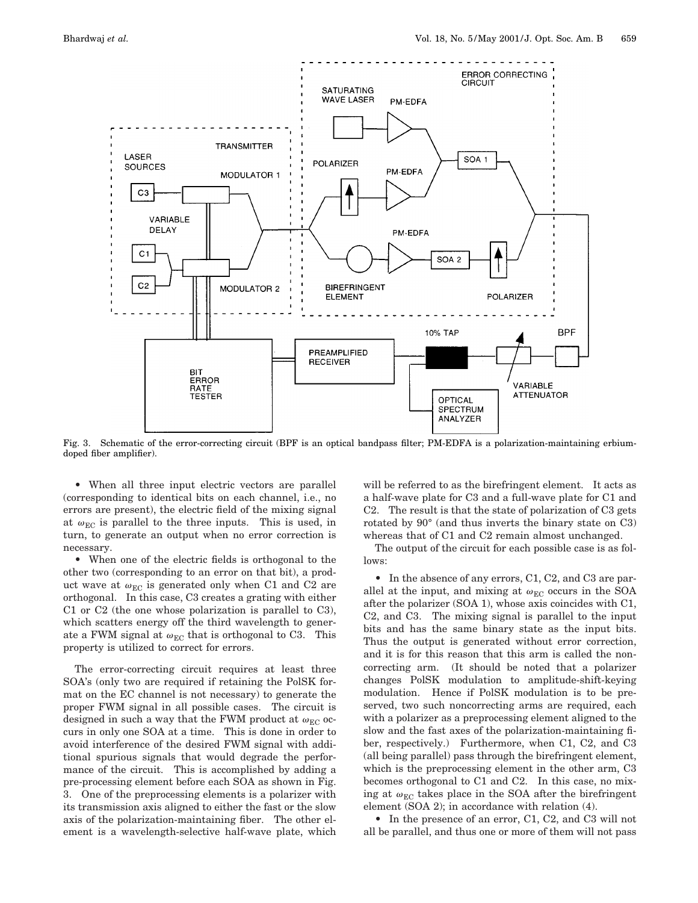Fig. 3. Schematic of the error-correcting circuit (BPF is an optical bandpass filter; PM-EDFA is a polarization-maintaining erbium-doped fiber amplifier).

- When all three input electric vectors are parallel (corresponding to identical bits on each channel, i.e., no errors are present), the electric field of the mixing signal at $\omega_{EC}$ is parallel to the three inputs. This is used, in turn, to generate an output when no error correction is necessary.
- When one of the electric fields is orthogonal to the other two (corresponding to an error on that bit), a product wave at $\omega_{EC}$ is generated only when C1 and C2 are orthogonal. In this case, C3 creates a grating with either C1 or C2 (the one whose polarization is parallel to C3), which scatters energy off the third wavelength to generate a FWM signal at $\omega_{EC}$ that is orthogonal to C3. This property is utilized to correct for errors.

The error-correcting circuit requires at least three SOA's (only two are required if retaining the PolSK format on the EC channel is not necessary) to generate the proper FWM signal in all possible cases. The circuit is designed in such a way that the FWM product at $\omega_{EC}$ occurs in only one SOA at a time. This is done in order to avoid interference of the desired FWM signal with additional spurious signals that would degrade the performance of the circuit. This is accomplished by adding a pre-processing element before each SOA as shown in Fig. 3. One of the preprocessing elements is a polarizer with its transmission axis aligned to either the fast or the slow axis of the polarization-maintaining fiber. The other element is a wavelength-selective half-wave plate, which will be referred to as the birefringent element. It acts as a half-wave plate for C3 and a full-wave plate for C1 and C2. The result is that the state of polarization of C3 gets rotated by 90° (and thus inverts the binary state on C3) whereas that of C1 and C2 remain almost unchanged.

The output of the circuit for each possible case is as follows:

- In the absence of any errors, C1, C2, and C3 are parallel at the input, and mixing at $\omega_{EC}$ occurs in the SOA after the polarizer (SOA 1), whose axis coincides with C1, C2, and C3. The mixing signal is parallel to the input bits and has the same binary state as the input bits. Thus the output is generated without error correction, and it is for this reason that this arm is called the noncorrecting arm. (It should be noted that a polarizer changes PolSK modulation to amplitude-shift-keying modulation. Hence if PolSK modulation is to be preserved, two such noncorrecting arms are required, each with a polarizer as a preprocessing element aligned to the slow and the fast axes of the polarization-maintaining fiber, respectively.) Furthermore, when C1, C2, and C3 (all being parallel) pass through the birefringent element, which is the preprocessing element in the other arm, C3 becomes orthogonal to C1 and C2. In this case, no mixing at $\omega_{EC}$ takes place in the SOA after the birefringent element (SOA 2); in accordance with relation (4).
- In the presence of an error, C1, C2, and C3 will not all be parallel, and thus one or more of them will not pass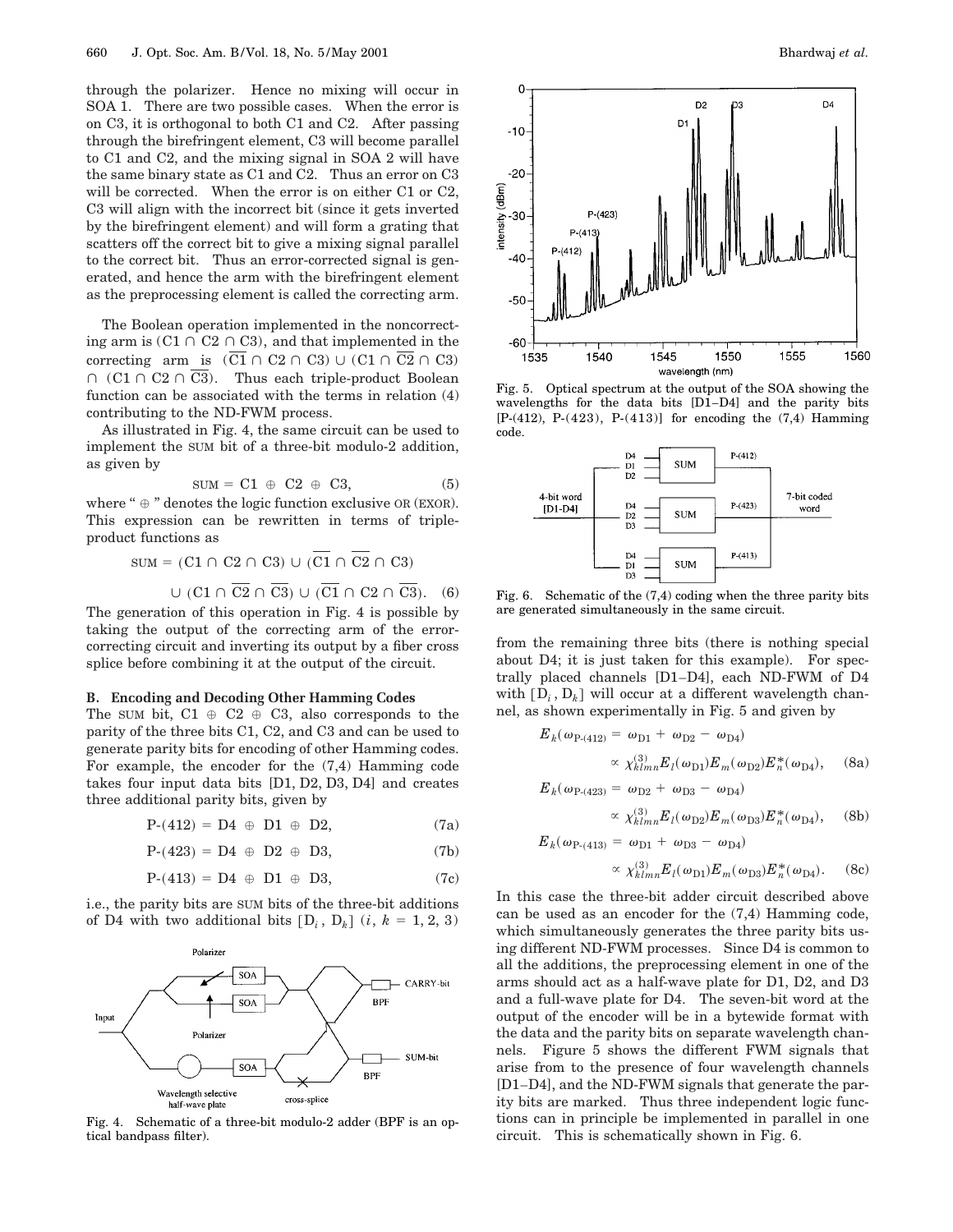through the polarizer. Hence no mixing will occur in SOA 1. There are two possible cases. When the error is on C3, it is orthogonal to both C1 and C2. After passing through the birefringent element, C3 will become parallel to C1 and C2, and the mixing signal in SOA 2 will have the same binary state as C1 and C2. Thus an error on C3 will be corrected. When the error is on either C1 or C2, C3 will align with the incorrect bit (since it gets inverted by the birefringent element) and will form a grating that scatters off the correct bit to give a mixing signal parallel to the correct bit. Thus an error-corrected signal is generated, and hence the arm with the birefringent element as the preprocessing element is called the correcting arm.

The Boolean operation implemented in the noncorrecting arm is $(\mathrm{C1} \cap \mathrm{C2} \cap \mathrm{C3})$, and that implemented in the correcting arm is $(\overline{\mathrm{C1}} \cap \mathrm{C2} \cap \mathrm{C3}) \cup (\mathrm{C1} \cap \overline{\mathrm{C2}} \cap \mathrm{C3}) \cap (\mathrm{C1} \cap \mathrm{C2} \cap \overline{\mathrm{C3}})$. Thus each triple-product Boolean function can be associated with the terms in relation (4) contributing to the ND-FWM process.

As illustrated in Fig. 4, the same circuit can be used to implement the SUM bit of a three-bit modulo-2 addition, as given by

$$\mathrm{SUM} = \mathrm{C1} \oplus \mathrm{C2} \oplus \mathrm{C3}, \tag{5}$$

where "$\oplus$" denotes the logic function exclusive OR (EXOR). This expression can be rewritten in terms of triple-product functions as

$$\mathrm{SUM} = (\mathrm{C1} \cap \mathrm{C2} \cap \mathrm{C3}) \cup (\overline{\mathrm{C1}} \cap \overline{\mathrm{C2}} \cap \mathrm{C3}) \cup (\mathrm{C1} \cap \overline{\mathrm{C2}} \cap \overline{\mathrm{C3}}) \cup (\overline{\mathrm{C1}} \cap \mathrm{C2} \cap \overline{\mathrm{C3}}). \tag{6}$$

The generation of this operation in Fig. 4 is possible by taking the output of the correcting arm of the error-correcting circuit and inverting its output by a fiber cross splice before combining it at the output of the circuit.

### B. Encoding and Decoding Other Hamming Codes

The SUM bit, $\mathrm{C1} \oplus \mathrm{C2} \oplus \mathrm{C3}$, also corresponds to the parity of the three bits C1, C2, and C3 and can be used to generate parity bits for encoding of other Hamming codes. For example, the encoder for the (7,4) Hamming code takes four input data bits [D1, D2, D3, D4] and creates three additional parity bits, given by

$$\text{P-}(412) = \mathrm{D4} \oplus \mathrm{D1} \oplus \mathrm{D2}, \tag{7a}$$

$$\text{P-}(423) = \mathrm{D4} \oplus \mathrm{D2} \oplus \mathrm{D3}, \tag{7b}$$

$$\text{P-}(413) = \mathrm{D4} \oplus \mathrm{D1} \oplus \mathrm{D3}, \tag{7c}$$

i.e., the parity bits are SUM bits of the three-bit additions of D4 with two additional bits $[\mathrm{D}_i, \mathrm{D}_k]$ $(i, k = 1, 2, 3)$ from the remaining three bits (there is nothing special about D4; it is just taken for this example). For spectrally placed channels [D1–D4], each ND-FWM of D4 with $[\mathrm{D}_i, \mathrm{D}_k]$ will occur at a different wavelength channel, as shown experimentally in Fig. 5 and given by

Fig. 4. Schematic of a three-bit modulo-2 adder (BPF is an optical bandpass filter).

Fig. 5. Optical spectrum at the output of the SOA showing the wavelengths for the data bits [D1–D4] and the parity bits [P-(412), P-(423), P-(413)] for encoding the (7,4) Hamming code.

Fig. 6. Schematic of the (7,4) coding when the three parity bits are generated simultaneously in the same circuit.

$$E_k(\omega_{\text{P-}(412)} = \omega_{\mathrm{D1}} + \omega_{\mathrm{D2}} - \omega_{\mathrm{D4}}) \propto \chi^{(3)}_{klmn} E_l(\omega_{\mathrm{D1}}) E_m(\omega_{\mathrm{D2}}) E^*_n(\omega_{\mathrm{D4}}), \tag{8a}$$

$$E_k(\omega_{\text{P-}(423)} = \omega_{\mathrm{D2}} + \omega_{\mathrm{D3}} - \omega_{\mathrm{D4}}) \propto \chi^{(3)}_{klmn} E_l(\omega_{\mathrm{D2}}) E_m(\omega_{\mathrm{D3}}) E^*_n(\omega_{\mathrm{D4}}), \tag{8b}$$

$$E_k(\omega_{\text{P-}(413)} = \omega_{\mathrm{D1}} + \omega_{\mathrm{D3}} - \omega_{\mathrm{D4}}) \propto \chi^{(3)}_{klmn} E_l(\omega_{\mathrm{D1}}) E_m(\omega_{\mathrm{D3}}) E^*_n(\omega_{\mathrm{D4}}). \tag{8c}$$

In this case the three-bit adder circuit described above can be used as an encoder for the (7,4) Hamming code, which simultaneously generates the three parity bits using different ND-FWM processes. Since D4 is common to all the additions, the preprocessing element in one of the arms should act as a half-wave plate for D1, D2, and D3 and a full-wave plate for D4. The seven-bit word at the output of the encoder will be in a bytewide format with the data and the parity bits on separate wavelength channels. Figure 5 shows the different FWM signals that arise from to the presence of four wavelength channels [D1–D4], and the ND-FWM signals that generate the parity bits are marked. Thus three independent logic functions can in principle be implemented in parallel in one circuit. This is schematically shown in Fig. 6.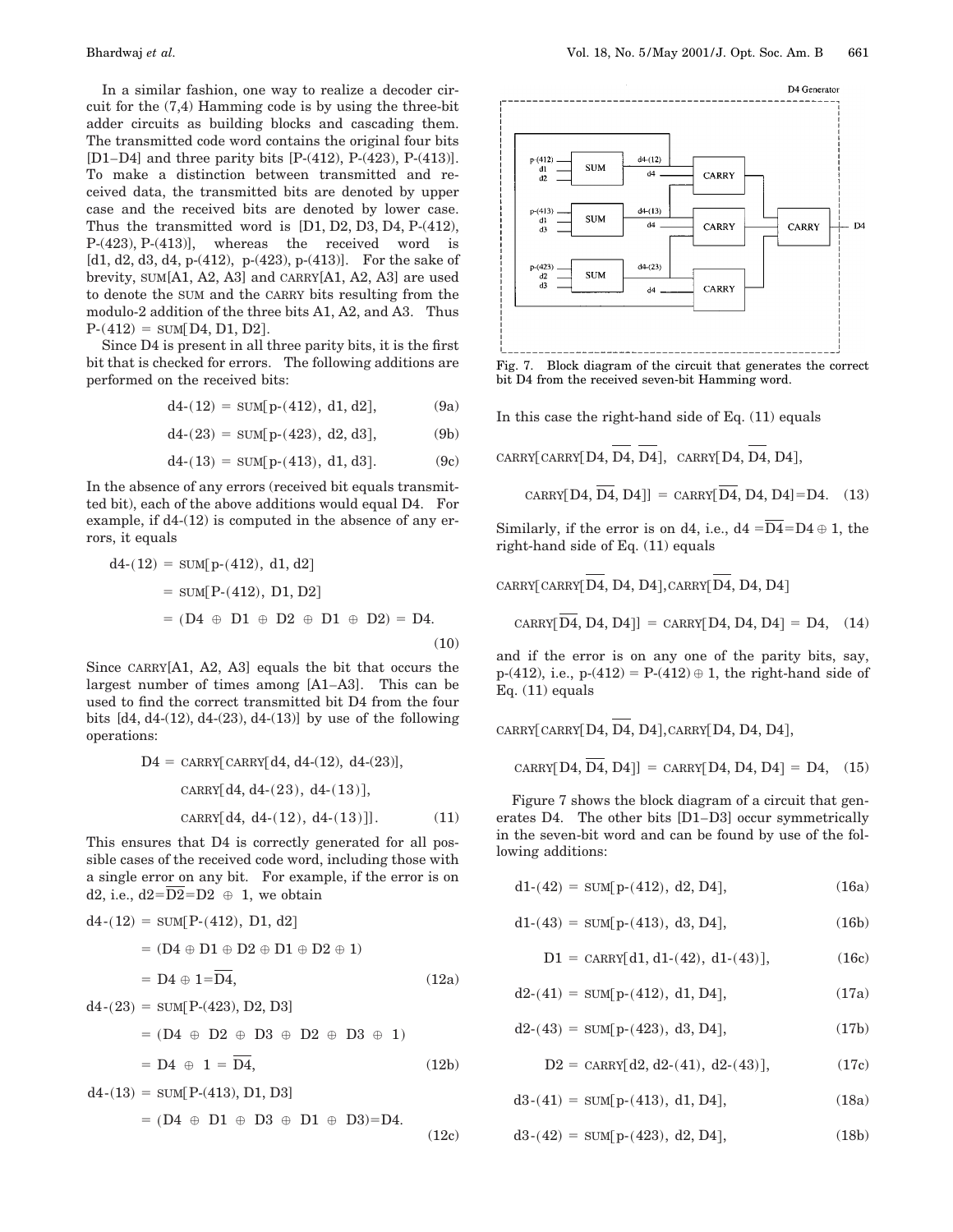In a similar fashion, one way to realize a decoder circuit for the (7,4) Hamming code is by using the three-bit adder circuits as building blocks and cascading them. The transmitted code word contains the original four bits [D1–D4] and three parity bits [P-(412), P-(423), P-(413)]. To make a distinction between transmitted and received data, the transmitted bits are denoted by upper case and the received bits are denoted by lower case. Thus the transmitted word is [D1, D2, D3, D4, P-(412), P-(423), P-(413)], whereas the received word is [d1, d2, d3, d4, p-(412), p-(423), p-(413)]. For the sake of brevity, SUM[A1, A2, A3] and CARRY[A1, A2, A3] are used to denote the SUM and the CARRY bits resulting from the modulo-2 addition of the three bits A1, A2, and A3. Thus P-(412) = SUM[D4, D1, D2].

Since D4 is present in all three parity bits, it is the first bit that is checked for errors. The following additions are performed on the received bits:

$$\text{d4-(12)} = \text{SUM}[\text{p-(412), d1, d2}], \tag{9a}$$

$$\text{d4-(23)} = \text{SUM}[\text{p-(423), d2, d3}], \tag{9b}$$

$$\text{d4-(13)} = \text{SUM}[\text{p-(413), d1, d3}]. \tag{9c}$$

In the absence of any errors (received bit equals transmitted bit), each of the above additions would equal D4. For example, if d4-(12) is computed in the absence of any errors, it equals

$$\begin{aligned}\text{d4-(12)} &= \text{SUM}[\text{p-(412), d1, d2}] \\ &= \text{SUM}[\text{P-(412), D1, D2}] \\ &= (\text{D4} \oplus \text{D1} \oplus \text{D2} \oplus \text{D1} \oplus \text{D2}) = \text{D4}.\end{aligned} \tag{10}$$

Since CARRY[A1, A2, A3] equals the bit that occurs the largest number of times among [A1–A3]. This can be used to find the correct transmitted bit D4 from the four bits [d4, d4-(12), d4-(23), d4-(13)] by use of the following operations:

$$\begin{aligned}\text{D4} = \text{CARRY}[&\text{CARRY}[\text{d4, d4-(12), d4-(23)}], \\ &\text{CARRY}[\text{d4, d4-(23), d4-(13)}], \\ &\text{CARRY}[\text{d4, d4-(12), d4-(13)}]].\end{aligned} \tag{11}$$

This ensures that D4 is correctly generated for all possible cases of the received code word, including those with a single error on any bit. For example, if the error is on d2, i.e., $\text{d2}=\overline{\text{D2}}=\text{D2} \oplus 1$, we obtain

$$\begin{aligned}\text{d4-(12)} &= \text{SUM}[\text{P-(412), D1, d2}] \\ &= (\text{D4} \oplus \text{D1} \oplus \text{D2} \oplus \text{D1} \oplus \text{D2} \oplus 1) \\ &= \text{D4} \oplus 1 = \overline{\text{D4}},\end{aligned} \tag{12a}$$

$$\begin{aligned}\text{d4-(23)} &= \text{SUM}[\text{P-(423), D2, D3}] \\ &= (\text{D4} \oplus \text{D2} \oplus \text{D3} \oplus \text{D2} \oplus \text{D3} \oplus 1) \\ &= \text{D4} \oplus 1 = \overline{\text{D4}},\end{aligned} \tag{12b}$$

$$\begin{aligned}\text{d4-(13)} &= \text{SUM}[\text{P-(413), D1, D3}] \\ &= (\text{D4} \oplus \text{D1} \oplus \text{D3} \oplus \text{D1} \oplus \text{D3}) = \text{D4}.\end{aligned} \tag{12c}$$

Fig. 7. Block diagram of the circuit that generates the correct bit D4 from the received seven-bit Hamming word.

In this case the right-hand side of Eq. (11) equals

$$\begin{aligned}&\text{CARRY}[\text{CARRY}[\text{D4}, \overline{\text{D4}}, \overline{\text{D4}}],\ \text{CARRY}[\text{D4}, \overline{\text{D4}}, \text{D4}], \\ &\quad \text{CARRY}[\text{D4}, \overline{\text{D4}}, \text{D4}]] = \text{CARRY}[\overline{\text{D4}}, \text{D4}, \text{D4}] = \text{D4}.\end{aligned} \tag{13}$$

Similarly, if the error is on d4, i.e., $\text{d4} = \overline{\text{D4}} = \text{D4} \oplus 1$, the right-hand side of Eq. (11) equals

$$\begin{aligned}&\text{CARRY}[\text{CARRY}[\overline{\text{D4}}, \text{D4}, \text{D4}], \text{CARRY}[\overline{\text{D4}}, \text{D4}, \text{D4}] \\ &\quad \text{CARRY}[\overline{\text{D4}}, \text{D4}, \text{D4}]] = \text{CARRY}[\text{D4}, \text{D4}, \text{D4}] = \text{D4},\end{aligned} \tag{14}$$

and if the error is on any one of the parity bits, say, p-(412), i.e., $\text{p-(412)} = \text{P-(412)} \oplus 1$, the right-hand side of Eq. (11) equals

$$\begin{aligned}&\text{CARRY}[\text{CARRY}[\text{D4}, \overline{\text{D4}}, \text{D4}], \text{CARRY}[\text{D4}, \text{D4}, \text{D4}], \\ &\quad \text{CARRY}[\text{D4}, \overline{\text{D4}}, \text{D4}]] = \text{CARRY}[\text{D4}, \text{D4}, \text{D4}] = \text{D4},\end{aligned} \tag{15}$$

Figure 7 shows the block diagram of a circuit that generates D4. The other bits [D1–D3] occur symmetrically in the seven-bit word and can be found by use of the following additions:

$$\text{d1-(42)} = \text{SUM}[\text{p-(412), d2, D4}], \tag{16a}$$

$$\text{d1-(43)} = \text{SUM}[\text{p-(413), d3, D4}], \tag{16b}$$

$$\text{D1} = \text{CARRY}[\text{d1, d1-(42), d1-(43)}], \tag{16c}$$

$$\text{d2-(41)} = \text{SUM}[\text{p-(412), d1, D4}], \tag{17a}$$

$$\text{d2-(43)} = \text{SUM}[\text{p-(423), d3, D4}], \tag{17b}$$

$$\text{D2} = \text{CARRY}[\text{d2, d2-(41), d2-(43)}], \tag{17c}$$

$$\text{d3-(41)} = \text{SUM}[\text{p-(413), d1, D4}], \tag{18a}$$

$$\text{d3-(42)} = \text{SUM}[\text{p-(423), d2, D4}], \tag{18b}$$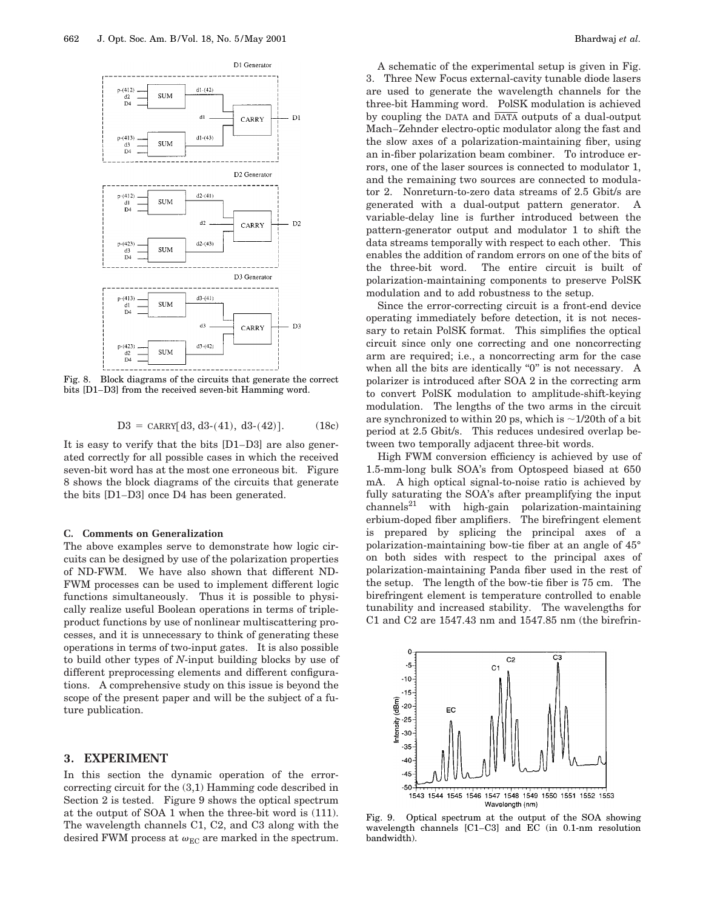Fig. 8. Block diagrams of the circuits that generate the correct bits [D1–D3] from the received seven-bit Hamming word.

$$D3 = \text{CARRY}[d3, d3\text{-}(41), d3\text{-}(42)]. \tag{18c}$$

It is easy to verify that the bits [D1–D3] are also generated correctly for all possible cases in which the received seven-bit word has at the most one erroneous bit. Figure 8 shows the block diagrams of the circuits that generate the bits [D1–D3] once D4 has been generated.

### C. Comments on Generalization

The above examples serve to demonstrate how logic circuits can be designed by use of the polarization properties of ND-FWM. We have also shown that different ND-FWM processes can be used to implement different logic functions simultaneously. Thus it is possible to physically realize useful Boolean operations in terms of triple-product functions by use of nonlinear multiscattering processes, and it is unnecessary to think of generating these operations in terms of two-input gates. It is also possible to build other types of $N$-input building blocks by use of different preprocessing elements and different configurations. A comprehensive study on this issue is beyond the scope of the present paper and will be the subject of a future publication.

## 3. EXPERIMENT

In this section the dynamic operation of the error-correcting circuit for the (3,1) Hamming code described in Section 2 is tested. Figure 9 shows the optical spectrum at the output of SOA 1 when the three-bit word is (111). The wavelength channels C1, C2, and C3 along with the desired FWM process at $\omega_{EC}$ are marked in the spectrum.

A schematic of the experimental setup is given in Fig. 3. Three New Focus external-cavity tunable diode lasers are used to generate the wavelength channels for the three-bit Hamming word. PolSK modulation is achieved by coupling the DATA and $\overline{\text{DATA}}$ outputs of a dual-output Mach–Zehnder electro-optic modulator along the fast and the slow axes of a polarization-maintaining fiber, using an in-fiber polarization beam combiner. To introduce errors, one of the laser sources is connected to modulator 1, and the remaining two sources are connected to modulator 2. Nonreturn-to-zero data streams of 2.5 Gbit/s are generated with a dual-output pattern generator. A variable-delay line is further introduced between the pattern-generator output and modulator 1 to shift the data streams temporally with respect to each other. This enables the addition of random errors on one of the bits of the three-bit word. The entire circuit is built of polarization-maintaining components to preserve PolSK modulation and to add robustness to the setup.

Since the error-correcting circuit is a front-end device operating immediately before detection, it is not necessary to retain PolSK format. This simplifies the optical circuit since only one correcting and one noncorrecting arm are required; i.e., a noncorrecting arm for the case when all the bits are identically "0" is not necessary. A polarizer is introduced after SOA 2 in the correcting arm to convert PolSK modulation to amplitude-shift-keying modulation. The lengths of the two arms in the circuit are synchronized to within 20 ps, which is ~1/20th of a bit period at 2.5 Gbit/s. This reduces undesired overlap between two temporally adjacent three-bit words.

High FWM conversion efficiency is achieved by use of 1.5-mm-long bulk SOA's from Optospeed biased at 650 mA. A high optical signal-to-noise ratio is achieved by fully saturating the SOA's after preamplifying the input channels[21] with high-gain polarization-maintaining erbium-doped fiber amplifiers. The birefringent element is prepared by splicing the principal axes of a polarization-maintaining bow-tie fiber at an angle of 45° on both sides with respect to the principal axes of polarization-maintaining Panda fiber used in the rest of the setup. The length of the bow-tie fiber is 75 cm. The birefringent element is temperature controlled to enable tunability and increased stability. The wavelengths for C1 and C2 are 1547.43 nm and 1547.85 nm (the birefrin-

Fig. 9. Optical spectrum at the output of the SOA showing wavelength channels [C1–C3] and EC (in 0.1-nm resolution bandwidth).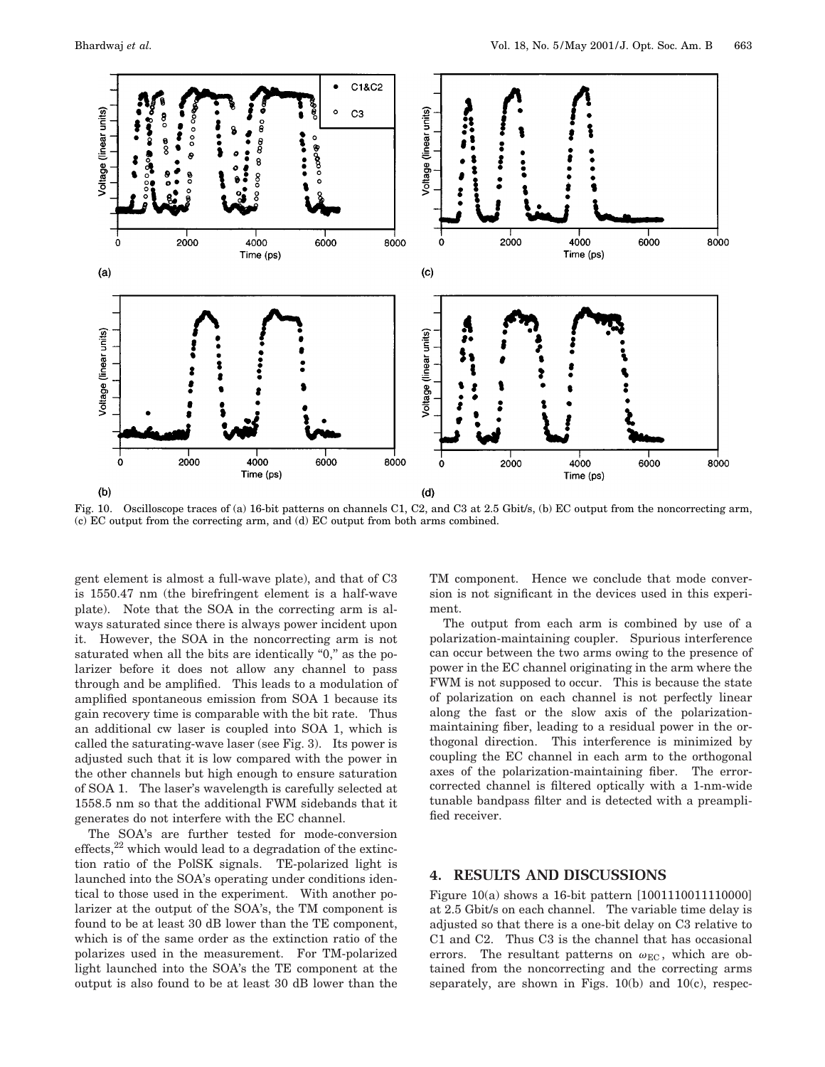Fig. 10. Oscilloscope traces of (a) 16-bit patterns on channels C1, C2, and C3 at 2.5 Gbit/s, (b) EC output from the noncorrecting arm, (c) EC output from the correcting arm, and (d) EC output from both arms combined.

gent element is almost a full-wave plate), and that of C3 is 1550.47 nm (the birefringent element is a half-wave plate). Note that the SOA in the correcting arm is always saturated since there is always power incident upon it. However, the SOA in the noncorrecting arm is not saturated when all the bits are identically "0," as the polarizer before it does not allow any channel to pass through and be amplified. This leads to a modulation of amplified spontaneous emission from SOA 1 because its gain recovery time is comparable with the bit rate. Thus an additional cw laser is coupled into SOA 1, which is called the saturating-wave laser (see Fig. 3). Its power is adjusted such that it is low compared with the power in the other channels but high enough to ensure saturation of SOA 1. The laser's wavelength is carefully selected at 1558.5 nm so that the additional FWM sidebands that it generates do not interfere with the EC channel.

The SOA's are further tested for mode-conversion effects,[22] which would lead to a degradation of the extinction ratio of the PolSK signals. TE-polarized light is launched into the SOA's operating under conditions identical to those used in the experiment. With another polarizer at the output of the SOA's, the TM component is found to be at least 30 dB lower than the TE component, which is of the same order as the extinction ratio of the polarizes used in the measurement. For TM-polarized light launched into the SOA's the TE component at the output is also found to be at least 30 dB lower than the TM component. Hence we conclude that mode conversion is not significant in the devices used in this experiment.

The output from each arm is combined by use of a polarization-maintaining coupler. Spurious interference can occur between the two arms owing to the presence of power in the EC channel originating in the arm where the FWM is not supposed to occur. This is because the state of polarization on each channel is not perfectly linear along the fast or the slow axis of the polarization-maintaining fiber, leading to a residual power in the orthogonal direction. This interference is minimized by coupling the EC channel in each arm to the orthogonal axes of the polarization-maintaining fiber. The error-corrected channel is filtered optically with a 1-nm-wide tunable bandpass filter and is detected with a preamplified receiver.

## 4. RESULTS AND DISCUSSIONS

Figure 10(a) shows a 16-bit pattern [1001110011110000] at 2.5 Gbit/s on each channel. The variable time delay is adjusted so that there is a one-bit delay on C3 relative to C1 and C2. Thus C3 is the channel that has occasional errors. The resultant patterns on $\omega_{\mathrm{EC}}$, which are obtained from the noncorrecting and the correcting arms separately, are shown in Figs. 10(b) and 10(c), respec-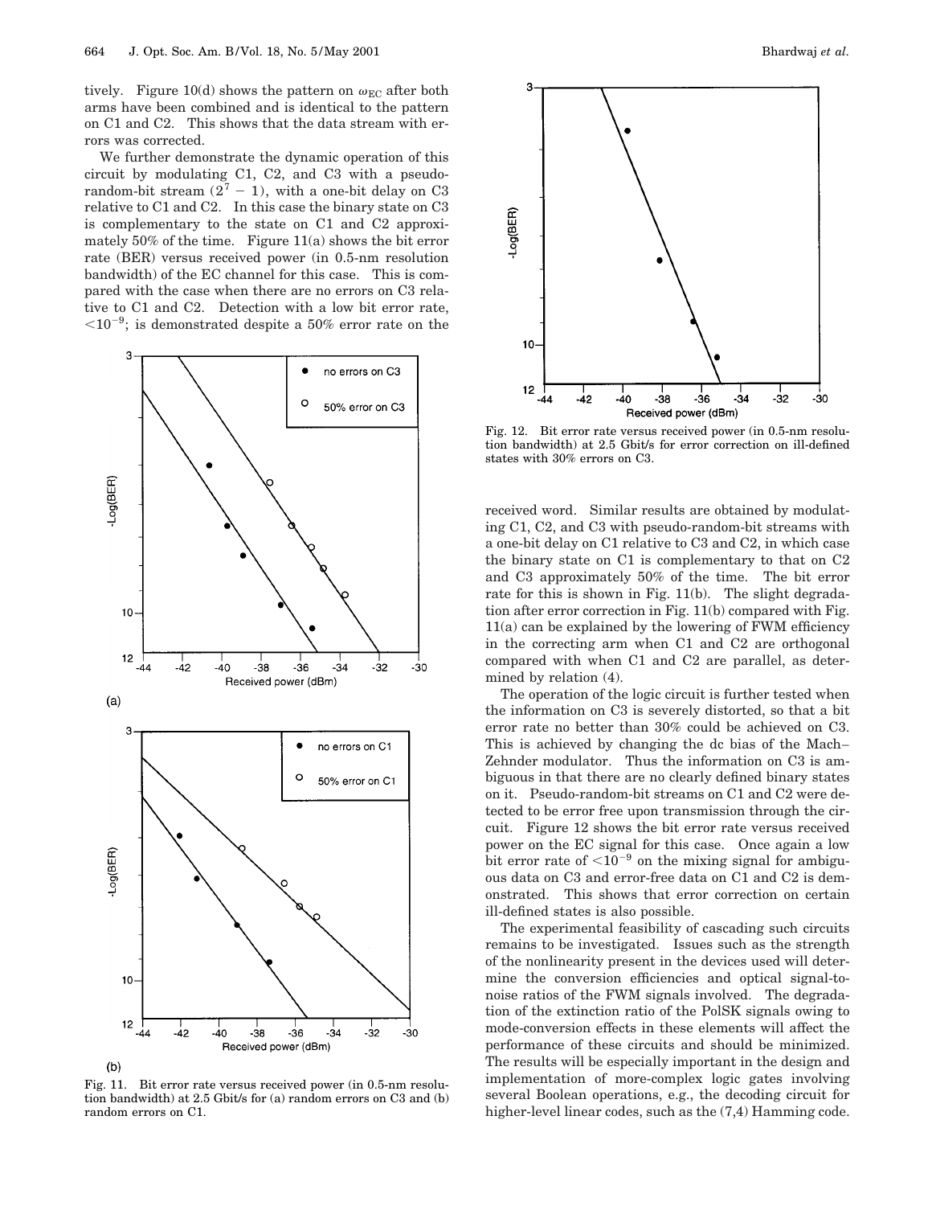tively. Figure 10(d) shows the pattern on $\omega_{EC}$ after both arms have been combined and is identical to the pattern on C1 and C2. This shows that the data stream with errors was corrected.

We further demonstrate the dynamic operation of this circuit by modulating C1, C2, and C3 with a pseudo-random-bit stream ($2^7 - 1$), with a one-bit delay on C3 relative to C1 and C2. In this case the binary state on C3 is complementary to the state on C1 and C2 approximately 50% of the time. Figure 11(a) shows the bit error rate (BER) versus received power (in 0.5-nm resolution bandwidth) of the EC channel for this case. This is compared with the case when there are no errors on C3 relative to C1 and C2. Detection with a low bit error rate, $<10^{-9}$; is demonstrated despite a 50% error rate on the received word. Similar results are obtained by modulating C1, C2, and C3 with pseudo-random-bit streams with a one-bit delay on C1 relative to C3 and C2, in which case the binary state on C1 is complementary to that on C2 and C3 approximately 50% of the time. The bit error rate for this is shown in Fig. 11(b). The slight degradation after error correction in Fig. 11(b) compared with Fig. 11(a) can be explained by the lowering of FWM efficiency in the correcting arm when C1 and C2 are orthogonal compared with when C1 and C2 are parallel, as determined by relation (4).

Fig. 11. Bit error rate versus received power (in 0.5-nm resolution bandwidth) at 2.5 Gbit/s for (a) random errors on C3 and (b) random errors on C1.

Fig. 12. Bit error rate versus received power (in 0.5-nm resolution bandwidth) at 2.5 Gbit/s for error correction on ill-defined states with 30% errors on C3.

The operation of the logic circuit is further tested when the information on C3 is severely distorted, so that a bit error rate no better than 30% could be achieved on C3. This is achieved by changing the dc bias of the Mach–Zehnder modulator. Thus the information on C3 is ambiguous in that there are no clearly defined binary states on it. Pseudo-random-bit streams on C1 and C2 were detected to be error free upon transmission through the circuit. Figure 12 shows the bit error rate versus received power on the EC signal for this case. Once again a low bit error rate of $<10^{-9}$ on the mixing signal for ambiguous data on C3 and error-free data on C1 and C2 is demonstrated. This shows that error correction on certain ill-defined states is also possible.

The experimental feasibility of cascading such circuits remains to be investigated. Issues such as the strength of the nonlinearity present in the devices used will determine the conversion efficiencies and optical signal-to-noise ratios of the FWM signals involved. The degradation of the extinction ratio of the PolSK signals owing to mode-conversion effects in these elements will affect the performance of these circuits and should be minimized. The results will be especially important in the design and implementation of more-complex logic gates involving several Boolean operations, e.g., the decoding circuit for higher-level linear codes, such as the (7,4) Hamming code.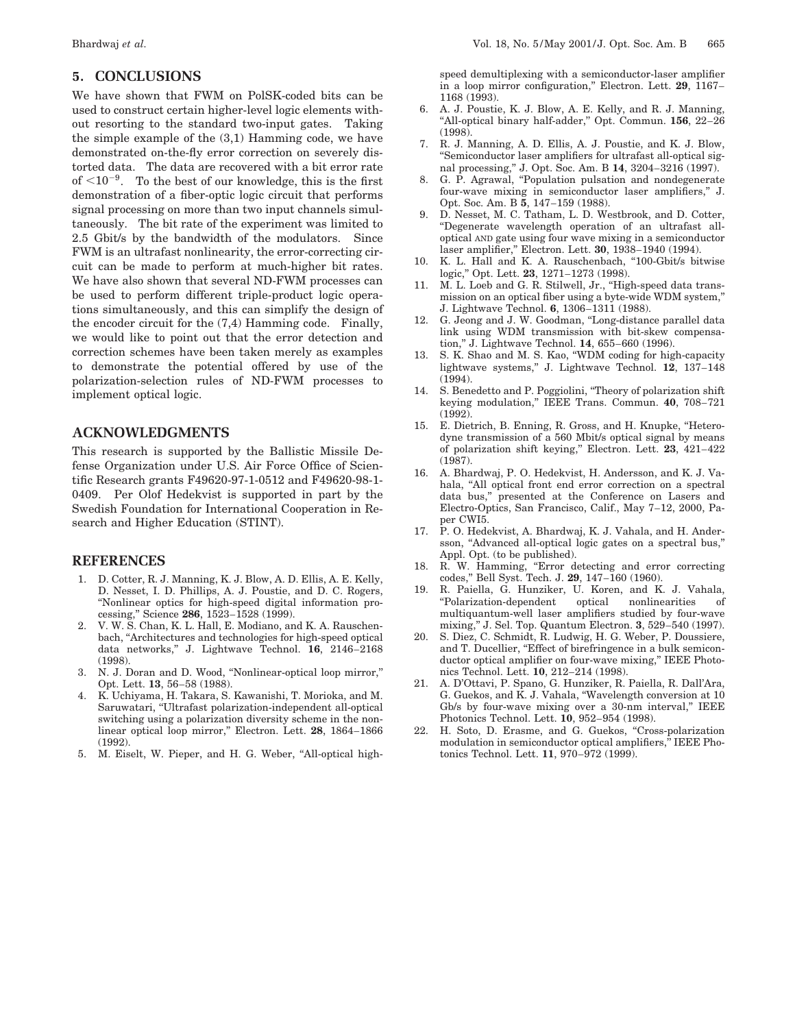## 5. CONCLUSIONS

We have shown that FWM on PolSK-coded bits can be used to construct certain higher-level logic elements without resorting to the standard two-input gates. Taking the simple example of the (3,1) Hamming code, we have demonstrated on-the-fly error correction on severely distorted data. The data are recovered with a bit error rate of $<10^{-9}$. To the best of our knowledge, this is the first demonstration of a fiber-optic logic circuit that performs signal processing on more than two input channels simultaneously. The bit rate of the experiment was limited to 2.5 Gbit/s by the bandwidth of the modulators. Since FWM is an ultrafast nonlinearity, the error-correcting circuit can be made to perform at much-higher bit rates. We have also shown that several ND-FWM processes can be used to perform different triple-product logic operations simultaneously, and this can simplify the design of the encoder circuit for the (7,4) Hamming code. Finally, we would like to point out that the error detection and correction schemes have been taken merely as examples to demonstrate the potential offered by use of the polarization-selection rules of ND-FWM processes to implement optical logic.

## ACKNOWLEDGMENTS

This research is supported by the Ballistic Missile Defense Organization under U.S. Air Force Office of Scientific Research grants F49620-97-1-0512 and F49620-98-1-0409. Per Olof Hedekvist is supported in part by the Swedish Foundation for International Cooperation in Research and Higher Education (STINT).

## REFERENCES

1. D. Cotter, R. J. Manning, K. J. Blow, A. D. Ellis, A. E. Kelly, D. Nesset, I. D. Phillips, A. J. Poustie, and D. C. Rogers, "Nonlinear optics for high-speed digital information processing," Science **286**, 1523–1528 (1999).
2. V. W. S. Chan, K. L. Hall, E. Modiano, and K. A. Rauschenbach, "Architectures and technologies for high-speed optical data networks," J. Lightwave Technol. **16**, 2146–2168 (1998).
3. N. J. Doran and D. Wood, "Nonlinear-optical loop mirror," Opt. Lett. **13**, 56–58 (1988).
4. K. Uchiyama, H. Takara, S. Kawanishi, T. Morioka, and M. Saruwatari, "Ultrafast polarization-independent all-optical switching using a polarization diversity scheme in the nonlinear optical loop mirror," Electron. Lett. **28**, 1864–1866 (1992).
5. M. Eiselt, W. Pieper, and H. G. Weber, "All-optical high-speed demultiplexing with a semiconductor-laser amplifier in a loop mirror configuration," Electron. Lett. **29**, 1167–1168 (1993).
6. A. J. Poustie, K. J. Blow, A. E. Kelly, and R. J. Manning, "All-optical binary half-adder," Opt. Commun. **156**, 22–26 (1998).
7. R. J. Manning, A. D. Ellis, A. J. Poustie, and K. J. Blow, "Semiconductor laser amplifiers for ultrafast all-optical signal processing," J. Opt. Soc. Am. B **14**, 3204–3216 (1997).
8. G. P. Agrawal, "Population pulsation and nondegenerate four-wave mixing in semiconductor laser amplifiers," J. Opt. Soc. Am. B **5**, 147–159 (1988).
9. D. Nesset, M. C. Tatham, L. D. Westbrook, and D. Cotter, "Degenerate wavelength operation of an ultrafast all-optical AND gate using four wave mixing in a semiconductor laser amplifier," Electron. Lett. **30**, 1938–1940 (1994).
10. K. L. Hall and K. A. Rauschenbach, "100-Gbit/s bitwise logic," Opt. Lett. **23**, 1271–1273 (1998).
11. M. L. Loeb and G. R. Stilwell, Jr., "High-speed data transmission on an optical fiber using a byte-wide WDM system," J. Lightwave Technol. **6**, 1306–1311 (1988).
12. G. Jeong and J. W. Goodman, "Long-distance parallel data link using WDM transmission with bit-skew compensation," J. Lightwave Technol. **14**, 655–660 (1996).
13. S. K. Shao and M. S. Kao, "WDM coding for high-capacity lightwave systems," J. Lightwave Technol. **12**, 137–148 (1994).
14. S. Benedetto and P. Poggiolini, "Theory of polarization shift keying modulation," IEEE Trans. Commun. **40**, 708–721 (1992).
15. E. Dietrich, B. Enning, R. Gross, and H. Knupke, "Heterodyne transmission of a 560 Mbit/s optical signal by means of polarization shift keying," Electron. Lett. **23**, 421–422 (1987).
16. A. Bhardwaj, P. O. Hedekvist, H. Andersson, and K. J. Vahala, "All optical front end error correction on a spectral data bus," presented at the Conference on Lasers and Electro-Optics, San Francisco, Calif., May 7–12, 2000, Paper CWI5.
17. P. O. Hedekvist, A. Bhardwaj, K. J. Vahala, and H. Andersson, "Advanced all-optical logic gates on a spectral bus," Appl. Opt. (to be published).
18. R. W. Hamming, "Error detecting and error correcting codes," Bell Syst. Tech. J. **29**, 147–160 (1960).
19. R. Paiella, G. Hunziker, U. Koren, and K. J. Vahala, "Polarization-dependent optical nonlinearities of multiquantum-well laser amplifiers studied by four-wave mixing," J. Sel. Top. Quantum Electron. **3**, 529–540 (1997).
20. S. Diez, C. Schmidt, R. Ludwig, H. G. Weber, P. Doussiere, and T. Ducellier, "Effect of birefringence in a bulk semiconductor optical amplifier on four-wave mixing," IEEE Photonics Technol. Lett. **10**, 212–214 (1998).
21. A. D'Ottavi, P. Spano, G. Hunziker, R. Paiella, R. Dall'Ara, G. Guekos, and K. J. Vahala, "Wavelength conversion at 10 Gb/s by four-wave mixing over a 30-nm interval," IEEE Photonics Technol. Lett. **10**, 952–954 (1998).
22. H. Soto, D. Erasme, and G. Guekos, "Cross-polarization modulation in semiconductor optical amplifiers," IEEE Photonics Technol. Lett. **11**, 970–972 (1999).